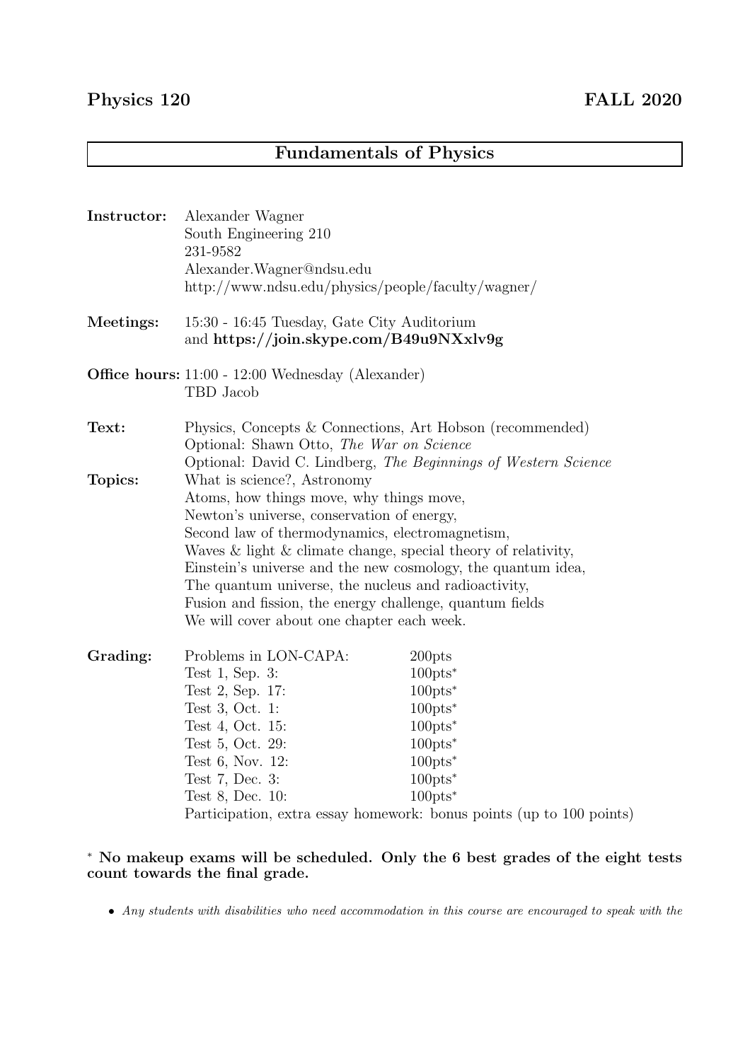**Physics 120** **FALL 2020**

## Fundamentals of Physics

**Instructor:** Alexander Wagner
South Engineering 210
231-9582
Alexander.Wagner@ndsu.edu
http://www.ndsu.edu/physics/people/faculty/wagner/

**Meetings:** 15:30 - 16:45 Tuesday, Gate City Auditorium
and **https://join.skype.com/B49u9NXxlv9g**

**Office hours:** 11:00 - 12:00 Wednesday (Alexander)
TBD Jacob

**Text:** Physics, Concepts & Connections, Art Hobson (recommended)
Optional: Shawn Otto, *The War on Science*
Optional: David C. Lindberg, *The Beginnings of Western Science*

**Topics:** What is science?, Astronomy
Atoms, how things move, why things move,
Newton's universe, conservation of energy,
Second law of thermodynamics, electromagnetism,
Waves & light & climate change, special theory of relativity,
Einstein's universe and the new cosmology, the quantum idea,
The quantum universe, the nucleus and radioactivity,
Fusion and fission, the energy challenge, quantum fields
We will cover about one chapter each week.

**Grading:**

| | |
|---|---|
| Problems in LON-CAPA: | 200pts |
| Test 1, Sep. 3: | 100pts* |
| Test 2, Sep. 17: | 100pts* |
| Test 3, Oct. 1: | 100pts* |
| Test 4, Oct. 15: | 100pts* |
| Test 5, Oct. 29: | 100pts* |
| Test 6, Nov. 12: | 100pts* |
| Test 7, Dec. 3: | 100pts* |
| Test 8, Dec. 10: | 100pts* |

Participation, extra essay homework: bonus points (up to 100 points)

\* **No makeup exams will be scheduled. Only the 6 best grades of the eight tests count towards the final grade.**

- *Any students with disabilities who need accommodation in this course are encouraged to speak with the*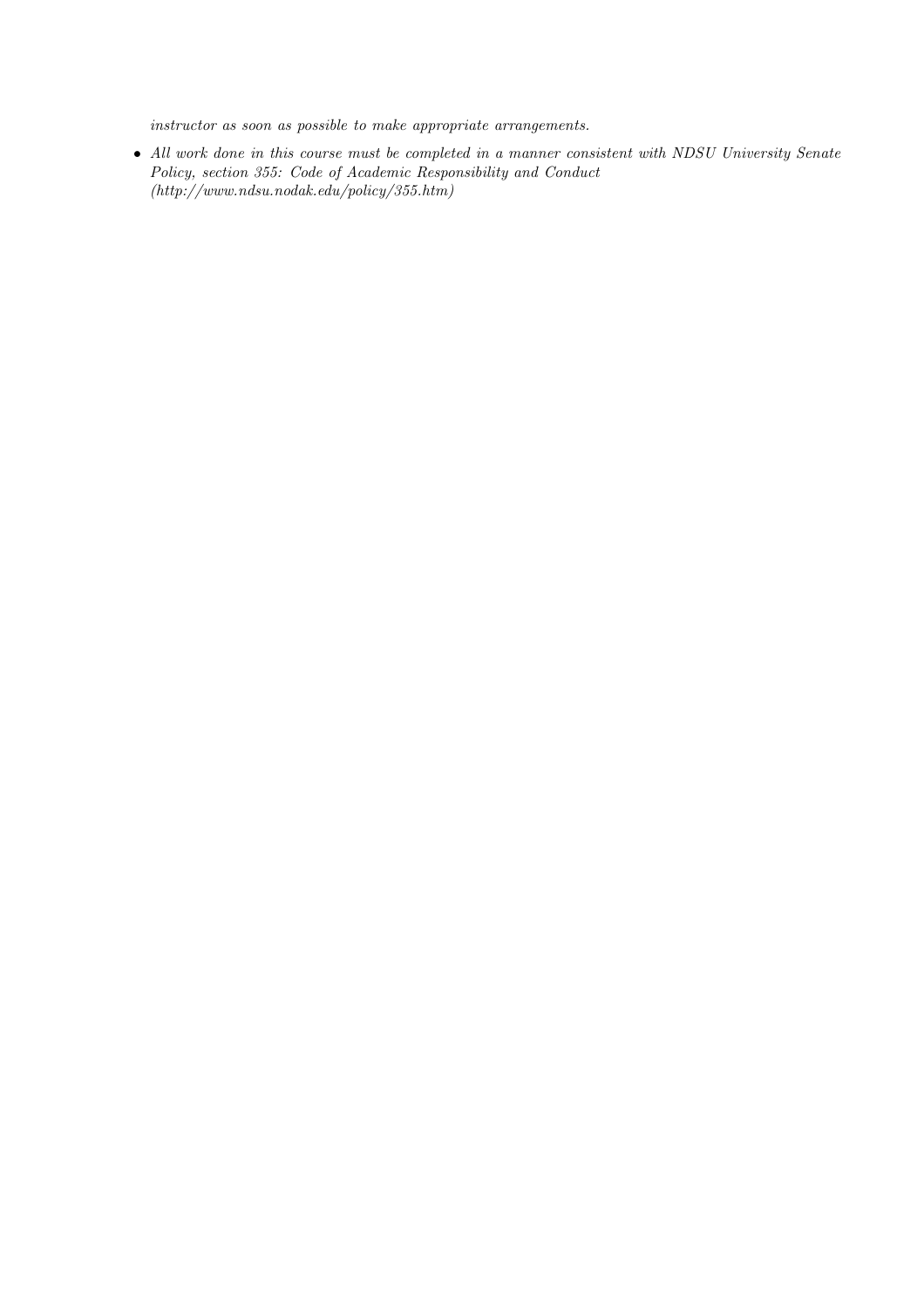*instructor as soon as possible to make appropriate arrangements.*

- *All work done in this course must be completed in a manner consistent with NDSU University Senate Policy, section 355: Code of Academic Responsibility and Conduct (http://www.ndsu.nodak.edu/policy/355.htm)*